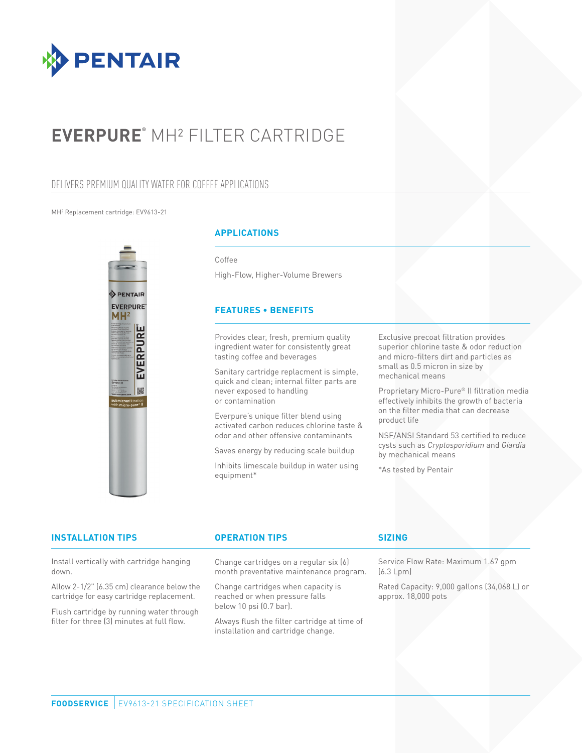# EVERPURE® MH² FILTER CARTRIDGE

## DELIVERS PREMIUM QUALITY WATER FOR COFFEE APPLICATIONS

MH² Replacement cartridge: EV9613-21

### APPLICATIONS

Coffee

High-Flow, Higher-Volume Brewers

### FEATURES • BENEFITS

Provides clear, fresh, premium quality ingredient water for consistently great tasting coffee and beverages

Sanitary cartridge replacment is simple, quick and clean; internal filter parts are never exposed to handling or contamination

Everpure's unique filter blend using activated carbon reduces chlorine taste & odor and other offensive contaminants

Saves energy by reducing scale buildup

Inhibits limescale buildup in water using equipment*

Exclusive precoat filtration provides superior chlorine taste & odor reduction and micro-filters dirt and particles as small as 0.5 micron in size by mechanical means

Proprietary Micro-Pure® II filtration media effectively inhibits the growth of bacteria on the filter media that can decrease product life

NSF/ANSI Standard 53 certified to reduce cysts such as *Cryptosporidium* and *Giardia* by mechanical means

*As tested by Pentair

### INSTALLATION TIPS

Install vertically with cartridge hanging down.

Allow 2-1/2" (6.35 cm) clearance below the cartridge for easy cartridge replacement.

Flush cartridge by running water through filter for three (3) minutes at full flow.

### OPERATION TIPS

Change cartridges on a regular six (6) month preventative maintenance program.

Change cartridges when capacity is reached or when pressure falls below 10 psi (0.7 bar).

Always flush the filter cartridge at time of installation and cartridge change.

### SIZING

Service Flow Rate: Maximum 1.67 gpm (6.3 Lpm)

Rated Capacity: 9,000 gallons (34,068 L) or approx. 18,000 pots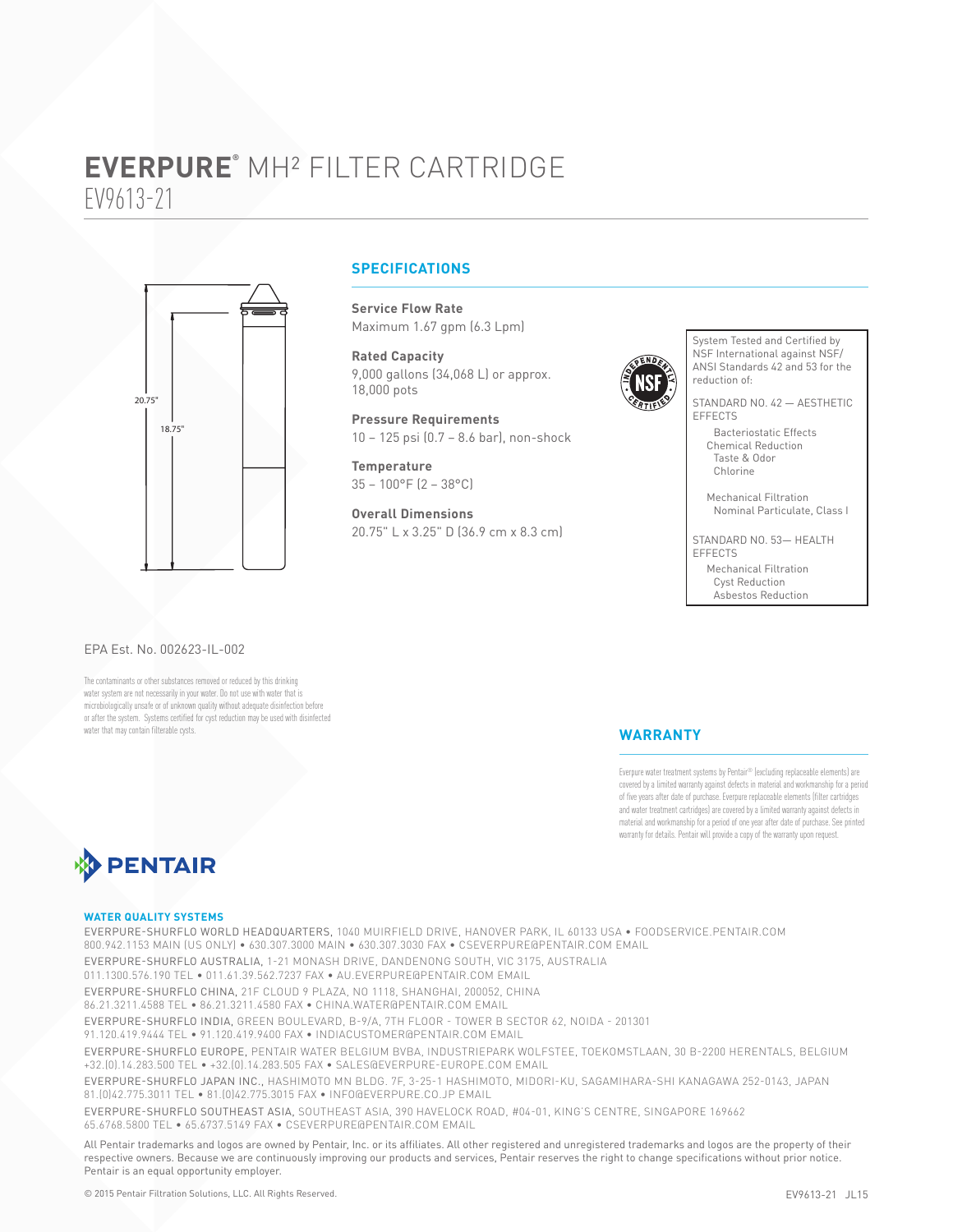# EVERPURE® MH² FILTER CARTRIDGE

EV9613-21

20.75"

18.75"

## SPECIFICATIONS

**Service Flow Rate**
Maximum 1.67 gpm (6.3 Lpm)

**Rated Capacity**
9,000 gallons (34,068 L) or approx. 18,000 pots

**Pressure Requirements**
10 – 125 psi (0.7 – 8.6 bar), non-shock

**Temperature**
35 – 100°F (2 – 38°C)

**Overall Dimensions**
20.75" L x 3.25" D (36.9 cm x 8.3 cm)

INDEPENDENTLY CERTIFIED NSF

System Tested and Certified by NSF International against NSF/ANSI Standards 42 and 53 for the reduction of:

STANDARD NO. 42 — AESTHETIC EFFECTS

- Bacteriostatic Effects
- Chemical Reduction
  - Taste & Odor
  - Chlorine
- Mechanical Filtration
  - Nominal Particulate, Class I

STANDARD NO. 53— HEALTH EFFECTS

- Mechanical Filtration
  - Cyst Reduction
  - Asbestos Reduction

EPA Est. No. 002623-IL-002

The contaminants or other substances removed or reduced by this drinking water system are not necessarily in your water. Do not use with water that is microbiologically unsafe or of unknown quality without adequate disinfection before or after the system. Systems certified for cyst reduction may be used with disinfected water that may contain filterable cysts.

## WARRANTY

Everpure water treatment systems by Pentair® (excluding replaceable elements) are covered by a limited warranty against defects in material and workmanship for a period of five years after date of purchase. Everpure replaceable elements (filter cartridges and water treatment cartridges) are covered by a limited warranty against defects in material and workmanship for a period of one year after date of purchase. See printed warranty for details. Pentair will provide a copy of the warranty upon request.

PENTAIR

**WATER QUALITY SYSTEMS**

EVERPURE-SHURFLO WORLD HEADQUARTERS, 1040 MUIRFIELD DRIVE, HANOVER PARK, IL 60133 USA • FOODSERVICE.PENTAIR.COM
800.942.1153 MAIN (US ONLY) • 630.307.3000 MAIN • 630.307.3030 FAX • CSEVERPURE@PENTAIR.COM EMAIL

EVERPURE-SHURFLO AUSTRALIA, 1-21 MONASH DRIVE, DANDENONG SOUTH, VIC 3175, AUSTRALIA
011.1300.576.190 TEL • 011.61.39.562.7237 FAX • AU.EVERPURE@PENTAIR.COM EMAIL

EVERPURE-SHURFLO CHINA, 21F CLOUD 9 PLAZA, NO 1118, SHANGHAI, 200052, CHINA
86.21.3211.4588 TEL • 86.21.3211.4580 FAX • CHINA.WATER@PENTAIR.COM EMAIL

EVERPURE-SHURFLO INDIA, GREEN BOULEVARD, B-9/A, 7TH FLOOR - TOWER B SECTOR 62, NOIDA - 201301
91.120.419.9444 TEL • 91.120.419.9400 FAX • INDIACUSTOMER@PENTAIR.COM EMAIL

EVERPURE-SHURFLO EUROPE, PENTAIR WATER BELGIUM BVBA, INDUSTRIEPARK WOLFSTEE, TOEKOMSTLAAN, 30 B-2200 HERENTALS, BELGIUM
+32.(0).14.283.500 TEL • +32.(0).14.283.505 FAX • SALES@EVERPURE-EUROPE.COM EMAIL

EVERPURE-SHURFLO JAPAN INC., HASHIMOTO MN BLDG. 7F, 3-25-1 HASHIMOTO, MIDORI-KU, SAGAMIHARA-SHI KANAGAWA 252-0143, JAPAN
81.(0)42.775.3011 TEL • 81.(0)42.775.3015 FAX • INFO@EVERPURE.CO.JP EMAIL

EVERPURE-SHURFLO SOUTHEAST ASIA, SOUTHEAST ASIA, 390 HAVELOCK ROAD, #04-01, KING'S CENTRE, SINGAPORE 169662
65.6768.5800 TEL • 65.6737.5149 FAX • CSEVERPURE@PENTAIR.COM EMAIL

All Pentair trademarks and logos are owned by Pentair, Inc. or its affiliates. All other registered and unregistered trademarks and logos are the property of their respective owners. Because we are continuously improving our products and services, Pentair reserves the right to change specifications without prior notice. Pentair is an equal opportunity employer.

© 2015 Pentair Filtration Solutions, LLC. All Rights Reserved.

EV9613-21 JL15